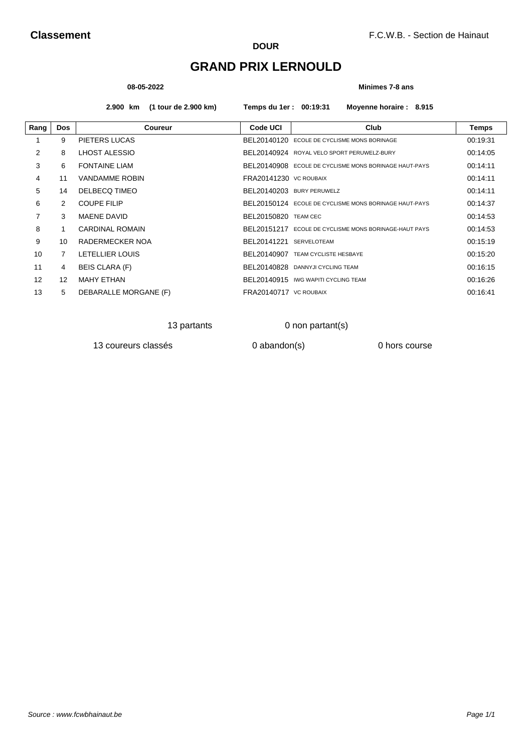**Classement** F.C.W.B. - Section de Hainaut

**DOUR**

# GRAND PRIX LERNOULD

**08-05-2022** **Minimes 7-8 ans**

**2.900 km (1 tour de 2.900 km)** **Temps du 1er : 00:19:31** **Moyenne horaire : 8.915**

| Rang | Dos | Coureur | Code UCI | Club | Temps |
|---|---|---|---|---|---|
| 1 | 9 | PIETERS LUCAS | BEL20140120 | ECOLE DE CYCLISME MONS BORINAGE | 00:19:31 |
| 2 | 8 | LHOST ALESSIO | BEL20140924 | ROYAL VELO SPORT PERUWELZ-BURY | 00:14:05 |
| 3 | 6 | FONTAINE LIAM | BEL20140908 | ECOLE DE CYCLISME MONS BORINAGE HAUT-PAYS | 00:14:11 |
| 4 | 11 | VANDAMME ROBIN | FRA20141230 | VC ROUBAIX | 00:14:11 |
| 5 | 14 | DELBECQ TIMEO | BEL20140203 | BURY PERUWELZ | 00:14:11 |
| 6 | 2 | COUPE FILIP | BEL20150124 | ECOLE DE CYCLISME MONS BORINAGE HAUT-PAYS | 00:14:37 |
| 7 | 3 | MAENE DAVID | BEL20150820 | TEAM CEC | 00:14:53 |
| 8 | 1 | CARDINAL ROMAIN | BEL20151217 | ECOLE DE CYCLISME MONS BORINAGE-HAUT PAYS | 00:14:53 |
| 9 | 10 | RADERMECKER NOA | BEL20141221 | SERVELOTEAM | 00:15:19 |
| 10 | 7 | LETELLIER LOUIS | BEL20140907 | TEAM CYCLISTE HESBAYE | 00:15:20 |
| 11 | 4 | BEIS CLARA (F) | BEL20140828 | DANNYJI CYCLING TEAM | 00:16:15 |
| 12 | 12 | MAHY ETHAN | BEL20140915 | IWG WAPITI CYCLING TEAM | 00:16:26 |
| 13 | 5 | DEBARALLE MORGANE (F) | FRA20140717 | VC ROUBAIX | 00:16:41 |

13 partants 0 non partant(s)

13 coureurs classés 0 abandon(s) 0 hors course

*Source : www.fcwbhainaut.be*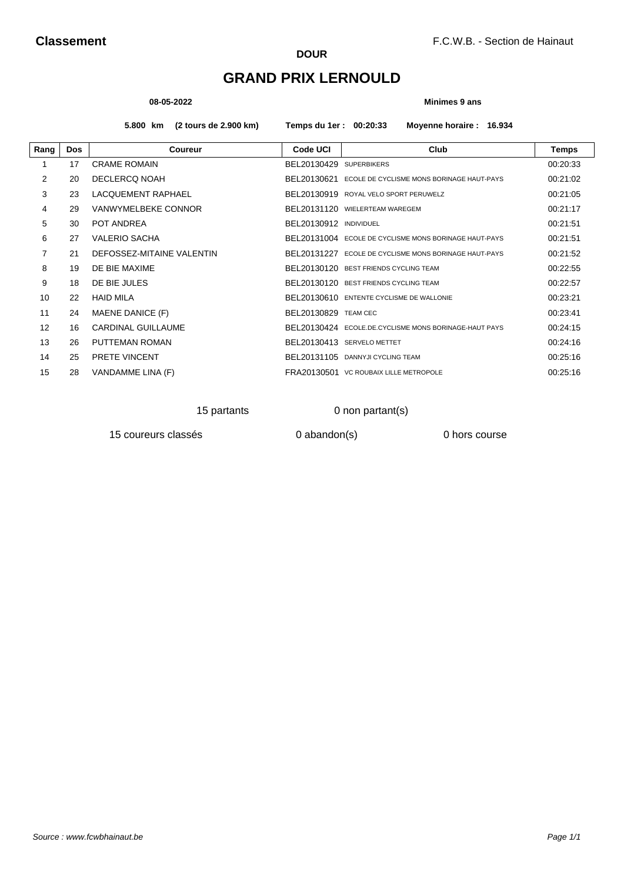**Classement**

F.C.W.B. - Section de Hainaut

**DOUR**

# GRAND PRIX LERNOULD

**08-05-2022**

**Minimes 9 ans**

**5.800 km (2 tours de 2.900 km)** **Temps du 1er : 00:20:33** **Moyenne horaire : 16.934**

| Rang | Dos | Coureur | Code UCI | Club | Temps |
|---|---|---|---|---|---|
| 1 | 17 | CRAME ROMAIN | BEL20130429 | SUPERBIKERS | 00:20:33 |
| 2 | 20 | DECLERCQ NOAH | BEL20130621 | ECOLE DE CYCLISME MONS BORINAGE HAUT-PAYS | 00:21:02 |
| 3 | 23 | LACQUEMENT RAPHAEL | BEL20130919 | ROYAL VELO SPORT PERUWELZ | 00:21:05 |
| 4 | 29 | VANWYMELBEKE CONNOR | BEL20131120 | WIELERTEAM WAREGEM | 00:21:17 |
| 5 | 30 | POT ANDREA | BEL20130912 | INDIVIDUEL | 00:21:51 |
| 6 | 27 | VALERIO SACHA | BEL20131004 | ECOLE DE CYCLISME MONS BORINAGE HAUT-PAYS | 00:21:51 |
| 7 | 21 | DEFOSSEZ-MITAINE VALENTIN | BEL20131227 | ECOLE DE CYCLISME MONS BORINAGE HAUT-PAYS | 00:21:52 |
| 8 | 19 | DE BIE MAXIME | BEL20130120 | BEST FRIENDS CYCLING TEAM | 00:22:55 |
| 9 | 18 | DE BIE JULES | BEL20130120 | BEST FRIENDS CYCLING TEAM | 00:22:57 |
| 10 | 22 | HAID MILA | BEL20130610 | ENTENTE CYCLISME DE WALLONIE | 00:23:21 |
| 11 | 24 | MAENE DANICE (F) | BEL20130829 | TEAM CEC | 00:23:41 |
| 12 | 16 | CARDINAL GUILLAUME | BEL20130424 | ECOLE.DE.CYCLISME MONS BORINAGE-HAUT PAYS | 00:24:15 |
| 13 | 26 | PUTTEMAN ROMAN | BEL20130413 | SERVELO METTET | 00:24:16 |
| 14 | 25 | PRETE VINCENT | BEL20131105 | DANNYJI CYCLING TEAM | 00:25:16 |
| 15 | 28 | VANDAMME LINA (F) | FRA20130501 | VC ROUBAIX LILLE METROPOLE | 00:25:16 |

15 partants 0 non partant(s)

15 coureurs classés 0 abandon(s) 0 hors course

*Source : www.fcwbhainaut.be*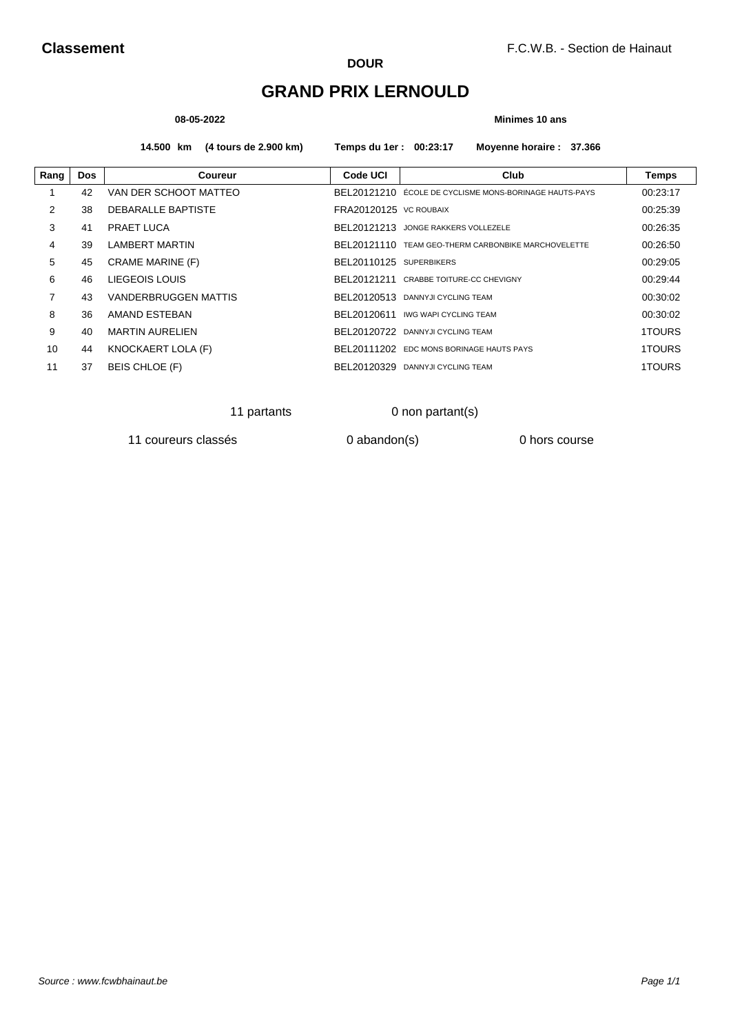**Classement**

F.C.W.B. - Section de Hainaut

**DOUR**

# GRAND PRIX LERNOULD

**08-05-2022** **Minimes 10 ans**

**14.500 km (4 tours de 2.900 km)** **Temps du 1er : 00:23:17** **Moyenne horaire : 37.366**

| Rang | Dos | Coureur | Code UCI | Club | Temps |
|---|---|---|---|---|---|
| 1 | 42 | VAN DER SCHOOT MATTEO | BEL20121210 | ÉCOLE DE CYCLISME MONS-BORINAGE HAUTS-PAYS | 00:23:17 |
| 2 | 38 | DEBARALLE BAPTISTE | FRA20120125 | VC ROUBAIX | 00:25:39 |
| 3 | 41 | PRAET LUCA | BEL20121213 | JONGE RAKKERS VOLLEZELE | 00:26:35 |
| 4 | 39 | LAMBERT MARTIN | BEL20121110 | TEAM GEO-THERM CARBONBIKE MARCHOVELETTE | 00:26:50 |
| 5 | 45 | CRAME MARINE (F) | BEL20110125 | SUPERBIKERS | 00:29:05 |
| 6 | 46 | LIEGEOIS LOUIS | BEL20121211 | CRABBE TOITURE-CC CHEVIGNY | 00:29:44 |
| 7 | 43 | VANDERBRUGGEN MATTIS | BEL20120513 | DANNYJI CYCLING TEAM | 00:30:02 |
| 8 | 36 | AMAND ESTEBAN | BEL20120611 | IWG WAPI CYCLING TEAM | 00:30:02 |
| 9 | 40 | MARTIN AURELIEN | BEL20120722 | DANNYJI CYCLING TEAM | 1TOURS |
| 10 | 44 | KNOCKAERT LOLA (F) | BEL20111202 | EDC MONS BORINAGE HAUTS PAYS | 1TOURS |
| 11 | 37 | BEIS CHLOE (F) | BEL20120329 | DANNYJI CYCLING TEAM | 1TOURS |

11 partants 0 non partant(s)

11 coureurs classés 0 abandon(s) 0 hors course

*Source : www.fcwbhainaut.be*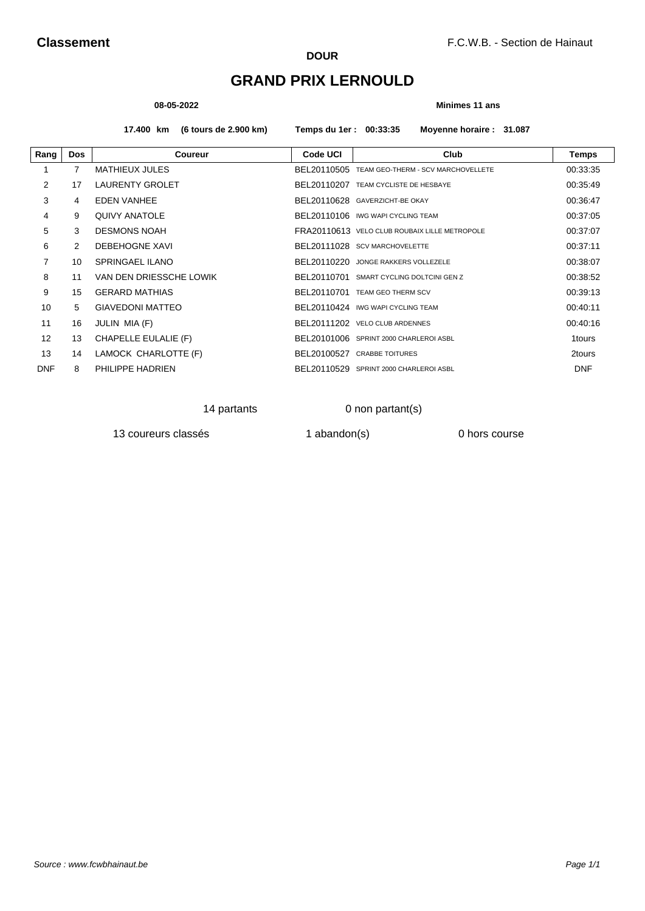**Classement**

F.C.W.B. - Section de Hainaut

**DOUR**

# GRAND PRIX LERNOULD

**08-05-2022**

**Minimes 11 ans**

**17.400 km (6 tours de 2.900 km)** **Temps du 1er : 00:33:35** **Moyenne horaire : 31.087**

| Rang | Dos | Coureur | Code UCI | Club | Temps |
|---|---|---|---|---|---|
| 1 | 7 | MATHIEUX JULES | BEL20110505 | TEAM GEO-THERM - SCV MARCHOVELLETE | 00:33:35 |
| 2 | 17 | LAURENTY GROLET | BEL20110207 | TEAM CYCLISTE DE HESBAYE | 00:35:49 |
| 3 | 4 | EDEN VANHEE | BEL20110628 | GAVERZICHT-BE OKAY | 00:36:47 |
| 4 | 9 | QUIVY ANATOLE | BEL20110106 | IWG WAPI CYCLING TEAM | 00:37:05 |
| 5 | 3 | DESMONS NOAH | FRA20110613 | VELO CLUB ROUBAIX LILLE METROPOLE | 00:37:07 |
| 6 | 2 | DEBEHOGNE XAVI | BEL20111028 | SCV MARCHOVELETTE | 00:37:11 |
| 7 | 10 | SPRINGAEL ILANO | BEL20110220 | JONGE RAKKERS VOLLEZELE | 00:38:07 |
| 8 | 11 | VAN DEN DRIESSCHE LOWIK | BEL20110701 | SMART CYCLING DOLTCINI GEN Z | 00:38:52 |
| 9 | 15 | GERARD MATHIAS | BEL20110701 | TEAM GEO THERM SCV | 00:39:13 |
| 10 | 5 | GIAVEDONI MATTEO | BEL20110424 | IWG WAPI CYCLING TEAM | 00:40:11 |
| 11 | 16 | JULIN MIA (F) | BEL20111202 | VELO CLUB ARDENNES | 00:40:16 |
| 12 | 13 | CHAPELLE EULALIE (F) | BEL20101006 | SPRINT 2000 CHARLEROI ASBL | 1tours |
| 13 | 14 | LAMOCK CHARLOTTE (F) | BEL20100527 | CRABBE TOITURES | 2tours |
| DNF | 8 | PHILIPPE HADRIEN | BEL20110529 | SPRINT 2000 CHARLEROI ASBL | DNF |

14 partants — 0 non partant(s)

13 coureurs classés — 1 abandon(s) — 0 hors course

*Source : www.fcwbhainaut.be*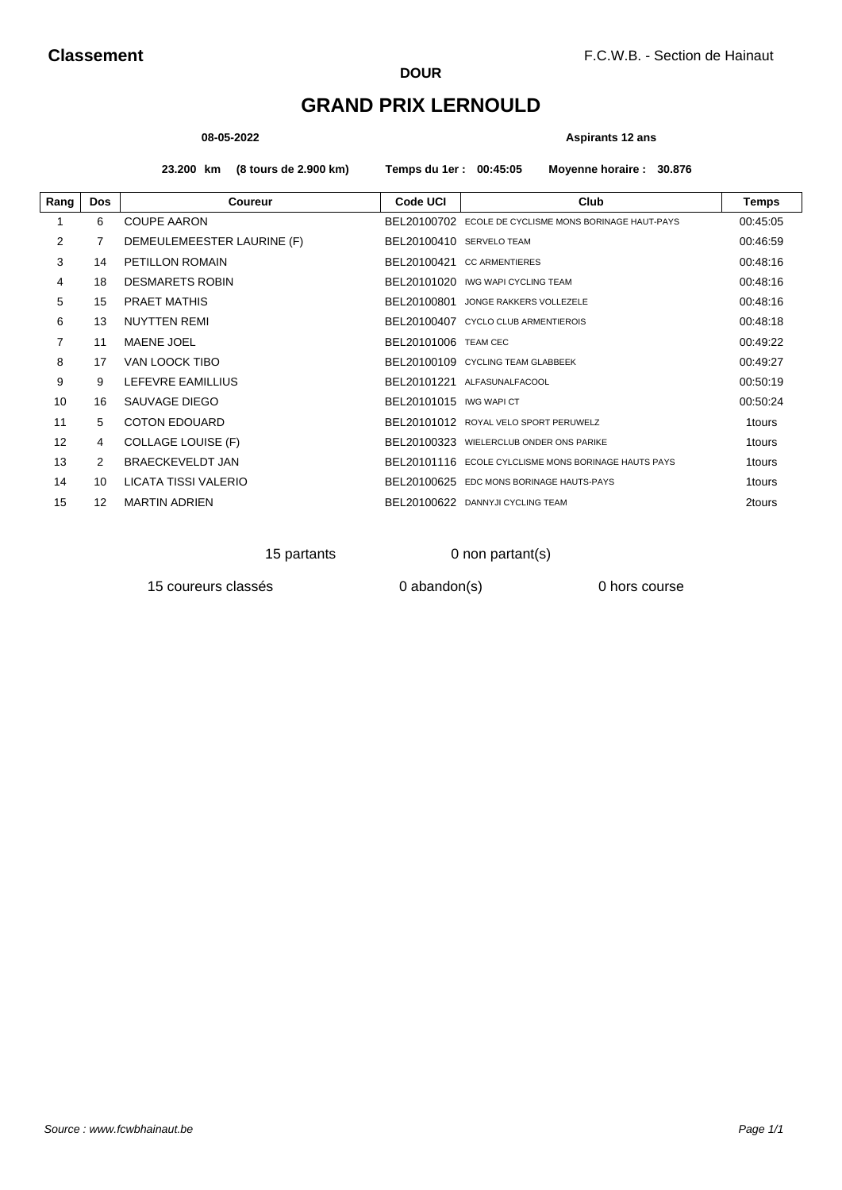**Classement**

F.C.W.B. - Section de Hainaut

**DOUR**

# GRAND PRIX LERNOULD

**08-05-2022** **Aspirants 12 ans**

**23.200 km (8 tours de 2.900 km) Temps du 1er : 00:45:05 Moyenne horaire : 30.876**

| Rang | Dos | Coureur | Code UCI | Club | Temps |
|---|---|---|---|---|---|
| 1 | 6 | COUPE AARON | BEL20100702 | ECOLE DE CYCLISME MONS BORINAGE HAUT-PAYS | 00:45:05 |
| 2 | 7 | DEMEULEMEESTER LAURINE (F) | BEL20100410 | SERVELO TEAM | 00:46:59 |
| 3 | 14 | PETILLON ROMAIN | BEL20100421 | CC ARMENTIERES | 00:48:16 |
| 4 | 18 | DESMARETS ROBIN | BEL20101020 | IWG WAPI CYCLING TEAM | 00:48:16 |
| 5 | 15 | PRAET MATHIS | BEL20100801 | JONGE RAKKERS VOLLEZELE | 00:48:16 |
| 6 | 13 | NUYTTEN REMI | BEL20100407 | CYCLO CLUB ARMENTIEROIS | 00:48:18 |
| 7 | 11 | MAENE JOEL | BEL20101006 | TEAM CEC | 00:49:22 |
| 8 | 17 | VAN LOOCK TIBO | BEL20100109 | CYCLING TEAM GLABBEEK | 00:49:27 |
| 9 | 9 | LEFEVRE EAMILLIUS | BEL20101221 | ALFASUNALFACOOL | 00:50:19 |
| 10 | 16 | SAUVAGE DIEGO | BEL20101015 | IWG WAPI CT | 00:50:24 |
| 11 | 5 | COTON EDOUARD | BEL20101012 | ROYAL VELO SPORT PERUWELZ | 1tours |
| 12 | 4 | COLLAGE LOUISE (F) | BEL20100323 | WIELERCLUB ONDER ONS PARIKE | 1tours |
| 13 | 2 | BRAECKEVELDT JAN | BEL20101116 | ECOLE CYLCLISME MONS BORINAGE HAUTS PAYS | 1tours |
| 14 | 10 | LICATA TISSI VALERIO | BEL20100625 | EDC MONS BORINAGE HAUTS-PAYS | 1tours |
| 15 | 12 | MARTIN ADRIEN | BEL20100622 | DANNYJI CYCLING TEAM | 2tours |

15 partants — 0 non partant(s)

15 coureurs classés — 0 abandon(s) — 0 hors course

*Source : www.fcwbhainaut.be*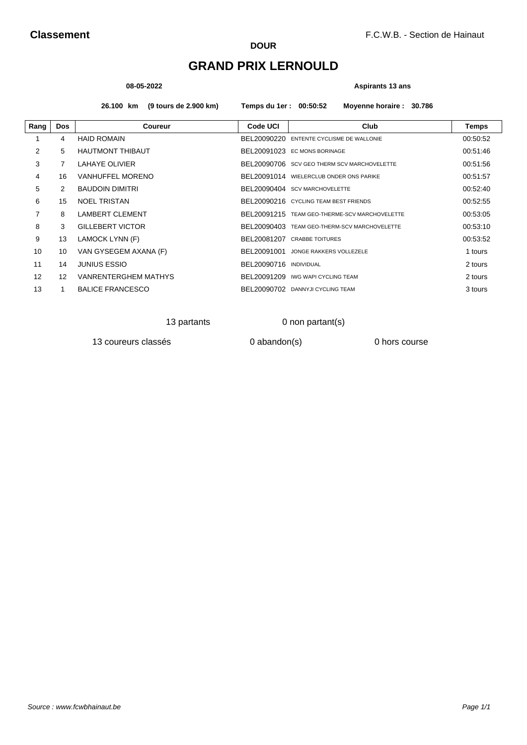**Classement**

F.C.W.B. - Section de Hainaut

**DOUR**

# GRAND PRIX LERNOULD

**08-05-2022** **Aspirants 13 ans**

**26.100 km (9 tours de 2.900 km) Temps du 1er : 00:50:52 Moyenne horaire : 30.786**

| Rang | Dos | Coureur | Code UCI | Club | Temps |
|---|---|---|---|---|---|
| 1 | 4 | HAID ROMAIN | BEL20090220 | ENTENTE CYCLISME DE WALLONIE | 00:50:52 |
| 2 | 5 | HAUTMONT THIBAUT | BEL20091023 | EC MONS BORINAGE | 00:51:46 |
| 3 | 7 | LAHAYE OLIVIER | BEL20090706 | SCV GEO THERM SCV MARCHOVELETTE | 00:51:56 |
| 4 | 16 | VANHUFFEL MORENO | BEL20091014 | WIELERCLUB ONDER ONS PARIKE | 00:51:57 |
| 5 | 2 | BAUDOIN DIMITRI | BEL20090404 | SCV MARCHOVELETTE | 00:52:40 |
| 6 | 15 | NOEL TRISTAN | BEL20090216 | CYCLING TEAM BEST FRIENDS | 00:52:55 |
| 7 | 8 | LAMBERT CLEMENT | BEL20091215 | TEAM GEO-THERME-SCV MARCHOVELETTE | 00:53:05 |
| 8 | 3 | GILLEBERT VICTOR | BEL20090403 | TEAM GEO-THERM-SCV MARCHOVELETTE | 00:53:10 |
| 9 | 13 | LAMOCK LYNN (F) | BEL20081207 | CRABBE TOITURES | 00:53:52 |
| 10 | 10 | VAN GYSEGEM AXANA (F) | BEL20091001 | JONGE RAKKERS VOLLEZELE | 1 tours |
| 11 | 14 | JUNIUS ESSIO | BEL20090716 | INDIVIDUAL | 2 tours |
| 12 | 12 | VANRENTERGHEM MATHYS | BEL20091209 | IWG WAPI CYCLING TEAM | 2 tours |
| 13 | 1 | BALICE FRANCESCO | BEL20090702 | DANNYJI CYCLING TEAM | 3 tours |

13 partants 0 non partant(s)

13 coureurs classés 0 abandon(s) 0 hors course

*Source : www.fcwbhainaut.be*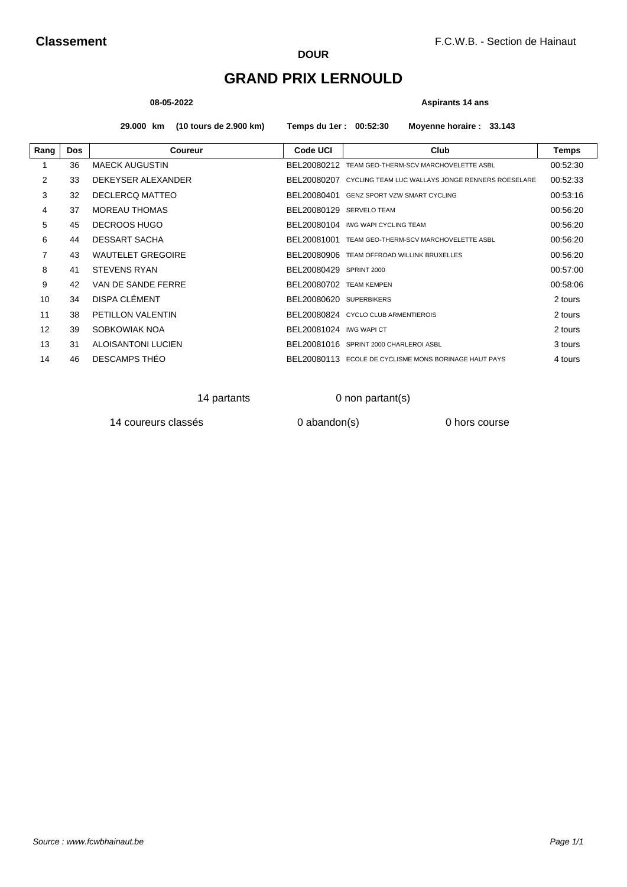**Classement**

F.C.W.B. - Section de Hainaut

**DOUR**

# GRAND PRIX LERNOULD

**08-05-2022** **Aspirants 14 ans**

**29.000 km (10 tours de 2.900 km) Temps du 1er : 00:52:30 Moyenne horaire : 33.143**

| Rang | Dos | Coureur | Code UCI | Club | Temps |
|---|---|---|---|---|---|
| 1 | 36 | MAECK AUGUSTIN | BEL20080212 | TEAM GEO-THERM-SCV MARCHOVELETTE ASBL | 00:52:30 |
| 2 | 33 | DEKEYSER ALEXANDER | BEL20080207 | CYCLING TEAM LUC WALLAYS JONGE RENNERS ROESELARE | 00:52:33 |
| 3 | 32 | DECLERCQ MATTEO | BEL20080401 | GENZ SPORT VZW SMART CYCLING | 00:53:16 |
| 4 | 37 | MOREAU THOMAS | BEL20080129 | SERVELO TEAM | 00:56:20 |
| 5 | 45 | DECROOS HUGO | BEL20080104 | IWG WAPI CYCLING TEAM | 00:56:20 |
| 6 | 44 | DESSART SACHA | BEL20081001 | TEAM GEO-THERM-SCV MARCHOVELETTE ASBL | 00:56:20 |
| 7 | 43 | WAUTELET GREGOIRE | BEL20080906 | TEAM OFFROAD WILLINK BRUXELLES | 00:56:20 |
| 8 | 41 | STEVENS RYAN | BEL20080429 | SPRINT 2000 | 00:57:00 |
| 9 | 42 | VAN DE SANDE FERRE | BEL20080702 | TEAM KEMPEN | 00:58:06 |
| 10 | 34 | DISPA CLÉMENT | BEL20080620 | SUPERBIKERS | 2 tours |
| 11 | 38 | PETILLON VALENTIN | BEL20080824 | CYCLO CLUB ARMENTIEROIS | 2 tours |
| 12 | 39 | SOBKOWIAK NOA | BEL20081024 | IWG WAPI CT | 2 tours |
| 13 | 31 | ALOISANTONI LUCIEN | BEL20081016 | SPRINT 2000 CHARLEROI ASBL | 3 tours |
| 14 | 46 | DESCAMPS THÉO | BEL20080113 | ECOLE DE CYCLISME MONS BORINAGE HAUT PAYS | 4 tours |

14 partants 0 non partant(s)

14 coureurs classés 0 abandon(s) 0 hors course

*Source : www.fcwbhainaut.be*